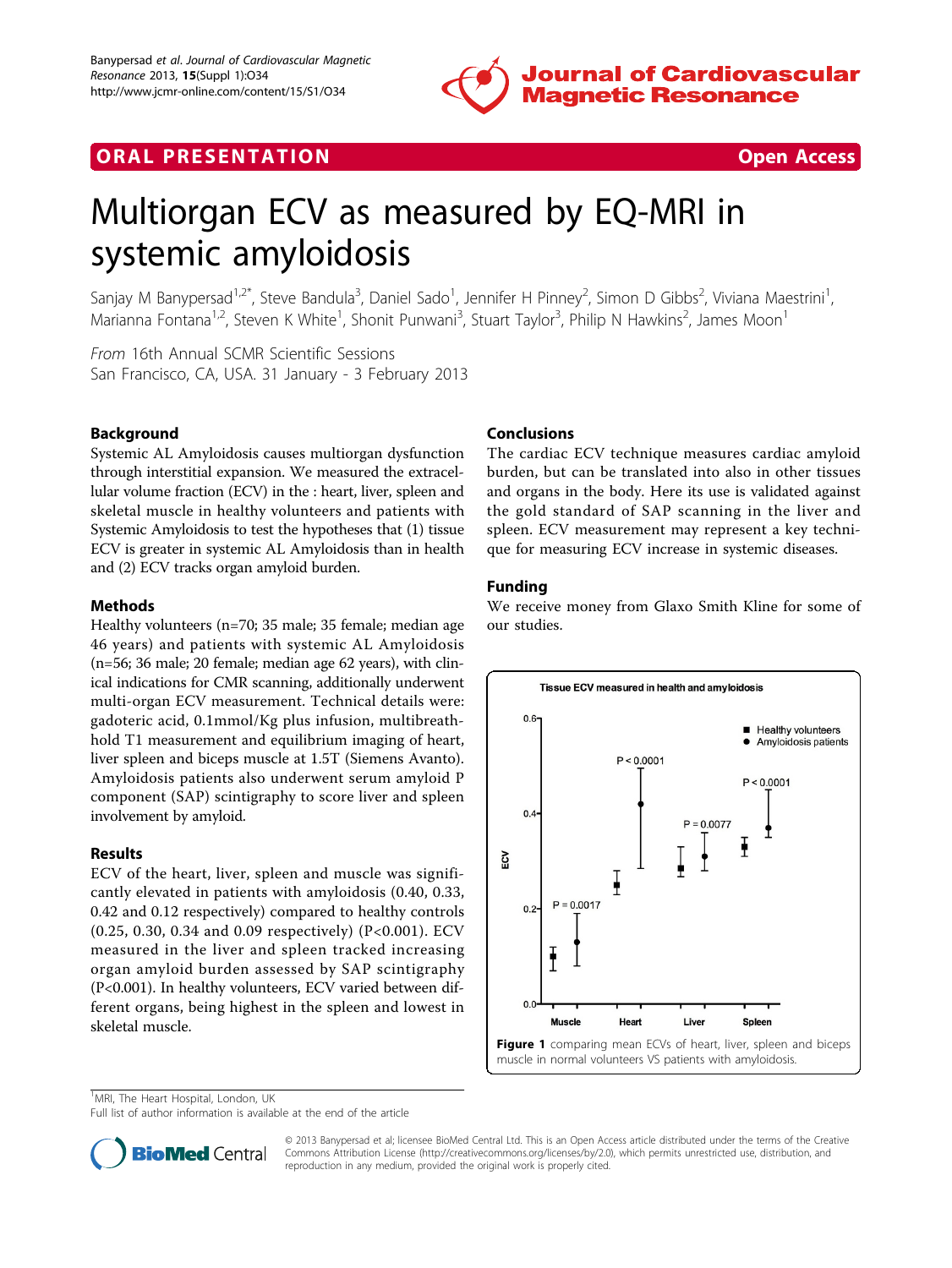# Multiorgan ECV as measured by EQ-MRI in systemic amyloidosis

Sanjay M Banypersad[1,2*], Steve Bandula[3], Daniel Sado[1], Jennifer H Pinney[2], Simon D Gibbs[2], Viviana Maestrini[1], Marianna Fontana[1,2], Steven K White[1], Shonit Punwani[3], Stuart Taylor[3], Philip N Hawkins[2], James Moon[1]

*From* 16th Annual SCMR Scientific Sessions
San Francisco, CA, USA. 31 January - 3 February 2013

## Background

Systemic AL Amyloidosis causes multiorgan dysfunction through interstitial expansion. We measured the extracellular volume fraction (ECV) in the : heart, liver, spleen and skeletal muscle in healthy volunteers and patients with Systemic Amyloidosis to test the hypotheses that (1) tissue ECV is greater in systemic AL Amyloidosis than in health and (2) ECV tracks organ amyloid burden.

## Methods

Healthy volunteers (n=70; 35 male; 35 female; median age 46 years) and patients with systemic AL Amyloidosis (n=56; 36 male; 20 female; median age 62 years), with clinical indications for CMR scanning, additionally underwent multi-organ ECV measurement. Technical details were: gadoteric acid, 0.1mmol/Kg plus infusion, multibreath-hold T1 measurement and equilibrium imaging of heart, liver spleen and biceps muscle at 1.5T (Siemens Avanto). Amyloidosis patients also underwent serum amyloid P component (SAP) scintigraphy to score liver and spleen involvement by amyloid.

## Results

ECV of the heart, liver, spleen and muscle was significantly elevated in patients with amyloidosis (0.40, 0.33, 0.42 and 0.12 respectively) compared to healthy controls (0.25, 0.30, 0.34 and 0.09 respectively) (P<0.001). ECV measured in the liver and spleen tracked increasing organ amyloid burden assessed by SAP scintigraphy (P<0.001). In healthy volunteers, ECV varied between different organs, being highest in the spleen and lowest in skeletal muscle.

## Conclusions

The cardiac ECV technique measures cardiac amyloid burden, but can be translated into also in other tissues and organs in the body. Here its use is validated against the gold standard of SAP scanning in the liver and spleen. ECV measurement may represent a key technique for measuring ECV increase in systemic diseases.

## Funding

We receive money from Glaxo Smith Kline for some of our studies.

**Figure 1** comparing mean ECVs of heart, liver, spleen and biceps muscle in normal volunteers VS patients with amyloidosis.

[1]MRI, The Heart Hospital, London, UK
Full list of author information is available at the end of the article

© 2013 Banypersad et al; licensee BioMed Central Ltd. This is an Open Access article distributed under the terms of the Creative Commons Attribution License (http://creativecommons.org/licenses/by/2.0), which permits unrestricted use, distribution, and reproduction in any medium, provided the original work is properly cited.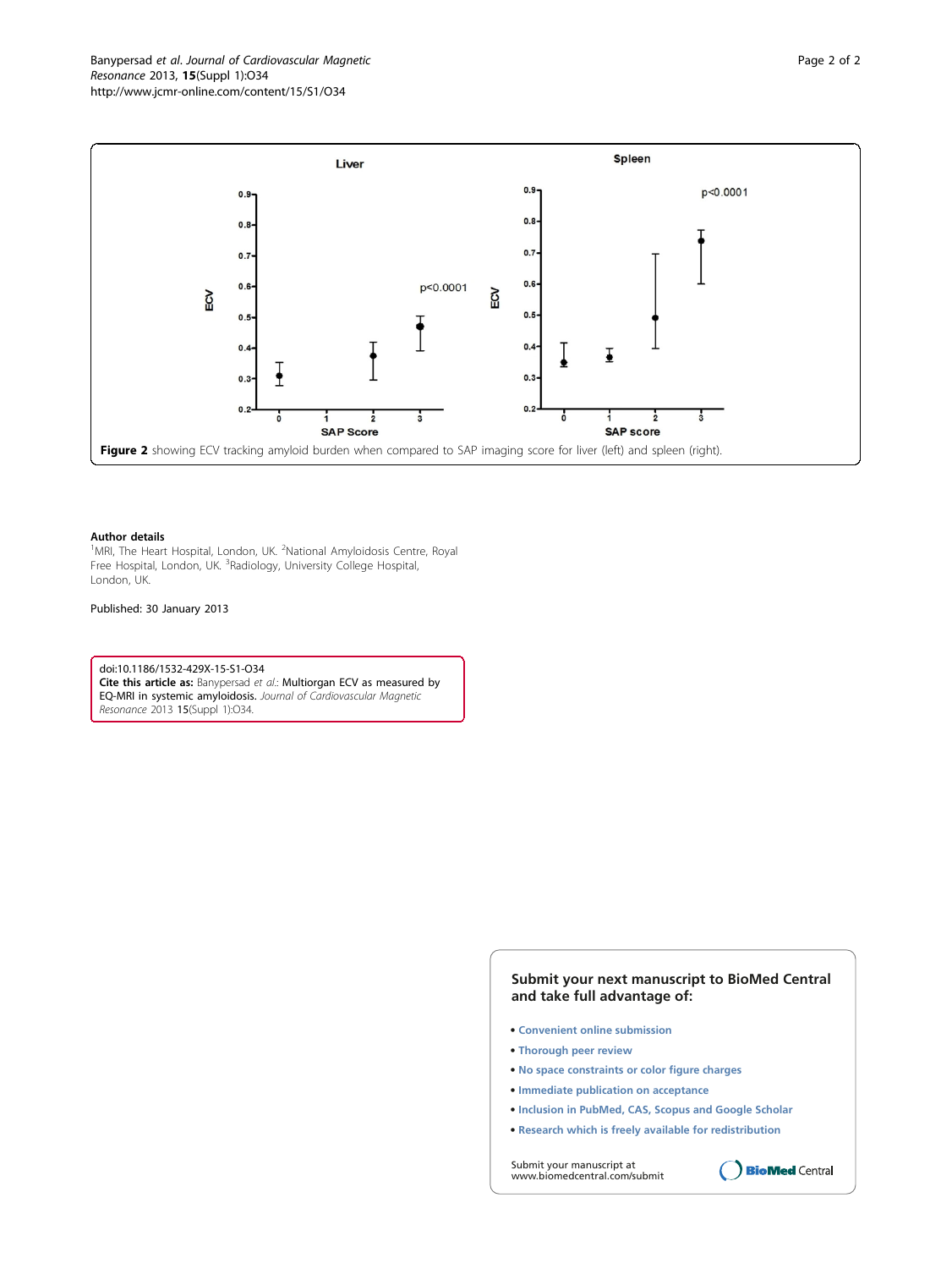Liver

0.9
0.8
0.7
0.6
0.5
0.4
0.3
0.2

ECV

p<0.0001

0 1 2 3

SAP Score

Spleen

0.9
0.8
0.7
0.6
0.5
0.4
0.3
0.2

ECV

p<0.0001

0 1 2 3

SAP score

**Figure 2** showing ECV tracking amyloid burden when compared to SAP imaging score for liver (left) and spleen (right).

#### Author details

[1]MRI, The Heart Hospital, London, UK. [2]National Amyloidosis Centre, Royal Free Hospital, London, UK. [3]Radiology, University College Hospital, London, UK.

Published: 30 January 2013

doi:10.1186/1532-429X-15-S1-O34

**Cite this article as:** Banypersad *et al.*: Multiorgan ECV as measured by EQ-MRI in systemic amyloidosis. *Journal of Cardiovascular Magnetic Resonance* 2013 **15**(Suppl 1):O34.

**Submit your next manuscript to BioMed Central and take full advantage of:**

- Convenient online submission
- Thorough peer review
- No space constraints or color figure charges
- Immediate publication on acceptance
- Inclusion in PubMed, CAS, Scopus and Google Scholar
- Research which is freely available for redistribution

Submit your manuscript at
www.biomedcentral.com/submit

BioMed Central